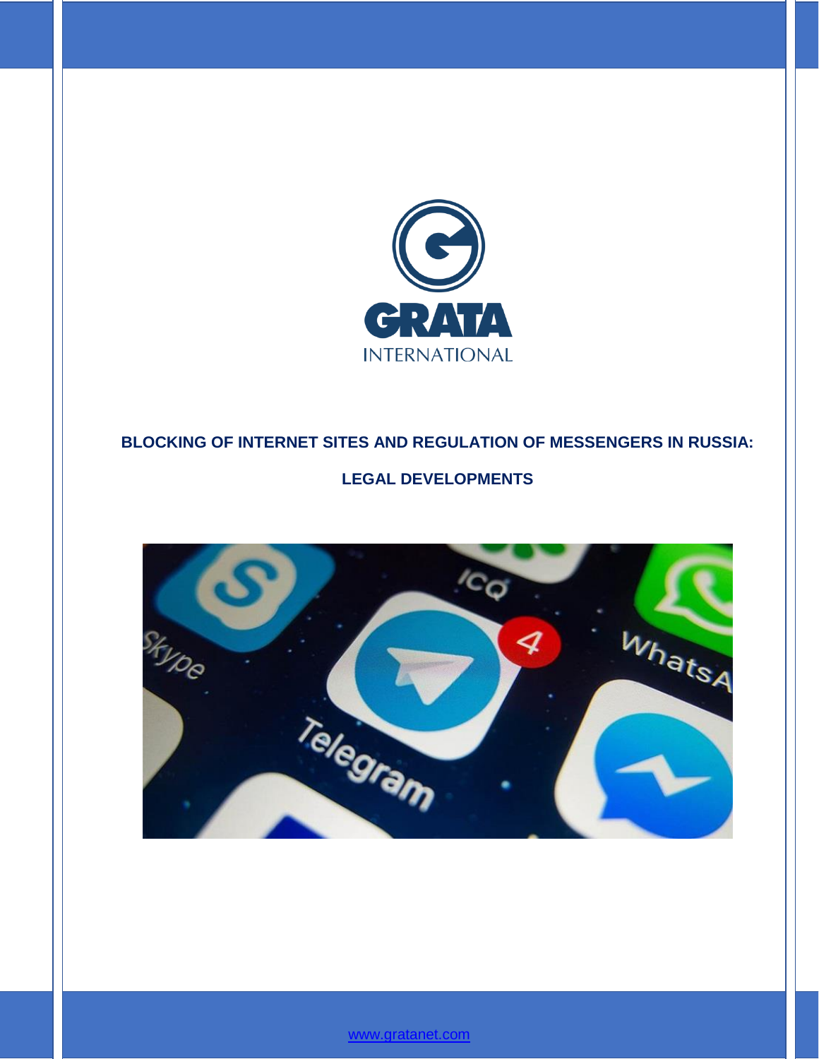GRATA

INTERNATIONAL

# BLOCKING OF INTERNET SITES AND REGULATION OF MESSENGERS IN RUSSIA:

## LEGAL DEVELOPMENTS

www.gratanet.com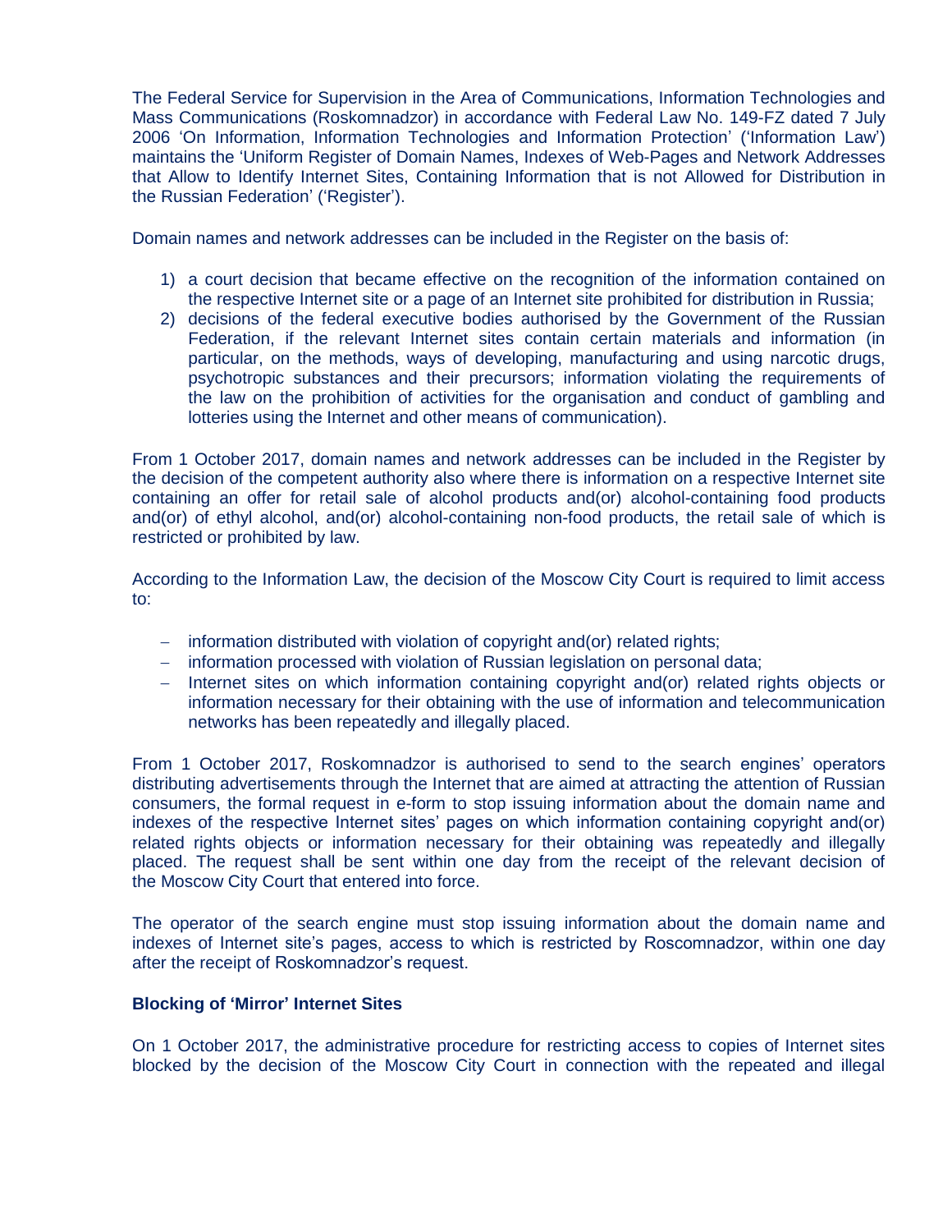The Federal Service for Supervision in the Area of Communications, Information Technologies and Mass Communications (Roskomnadzor) in accordance with Federal Law No. 149-FZ dated 7 July 2006 'On Information, Information Technologies and Information Protection' ('Information Law') maintains the 'Uniform Register of Domain Names, Indexes of Web-Pages and Network Addresses that Allow to Identify Internet Sites, Containing Information that is not Allowed for Distribution in the Russian Federation' ('Register').

Domain names and network addresses can be included in the Register on the basis of:

1) a court decision that became effective on the recognition of the information contained on the respective Internet site or a page of an Internet site prohibited for distribution in Russia;
2) decisions of the federal executive bodies authorised by the Government of the Russian Federation, if the relevant Internet sites contain certain materials and information (in particular, on the methods, ways of developing, manufacturing and using narcotic drugs, psychotropic substances and their precursors; information violating the requirements of the law on the prohibition of activities for the organisation and conduct of gambling and lotteries using the Internet and other means of communication).

From 1 October 2017, domain names and network addresses can be included in the Register by the decision of the competent authority also where there is information on a respective Internet site containing an offer for retail sale of alcohol products and(or) alcohol-containing food products and(or) of ethyl alcohol, and(or) alcohol-containing non-food products, the retail sale of which is restricted or prohibited by law.

According to the Information Law, the decision of the Moscow City Court is required to limit access to:

- information distributed with violation of copyright and(or) related rights;
- information processed with violation of Russian legislation on personal data;
- Internet sites on which information containing copyright and(or) related rights objects or information necessary for their obtaining with the use of information and telecommunication networks has been repeatedly and illegally placed.

From 1 October 2017, Roskomnadzor is authorised to send to the search engines' operators distributing advertisements through the Internet that are aimed at attracting the attention of Russian consumers, the formal request in e-form to stop issuing information about the domain name and indexes of the respective Internet sites' pages on which information containing copyright and(or) related rights objects or information necessary for their obtaining was repeatedly and illegally placed. The request shall be sent within one day from the receipt of the relevant decision of the Moscow City Court that entered into force.

The operator of the search engine must stop issuing information about the domain name and indexes of Internet site's pages, access to which is restricted by Roscomnadzor, within one day after the receipt of Roskomnadzor's request.

**Blocking of 'Mirror' Internet Sites**

On 1 October 2017, the administrative procedure for restricting access to copies of Internet sites blocked by the decision of the Moscow City Court in connection with the repeated and illegal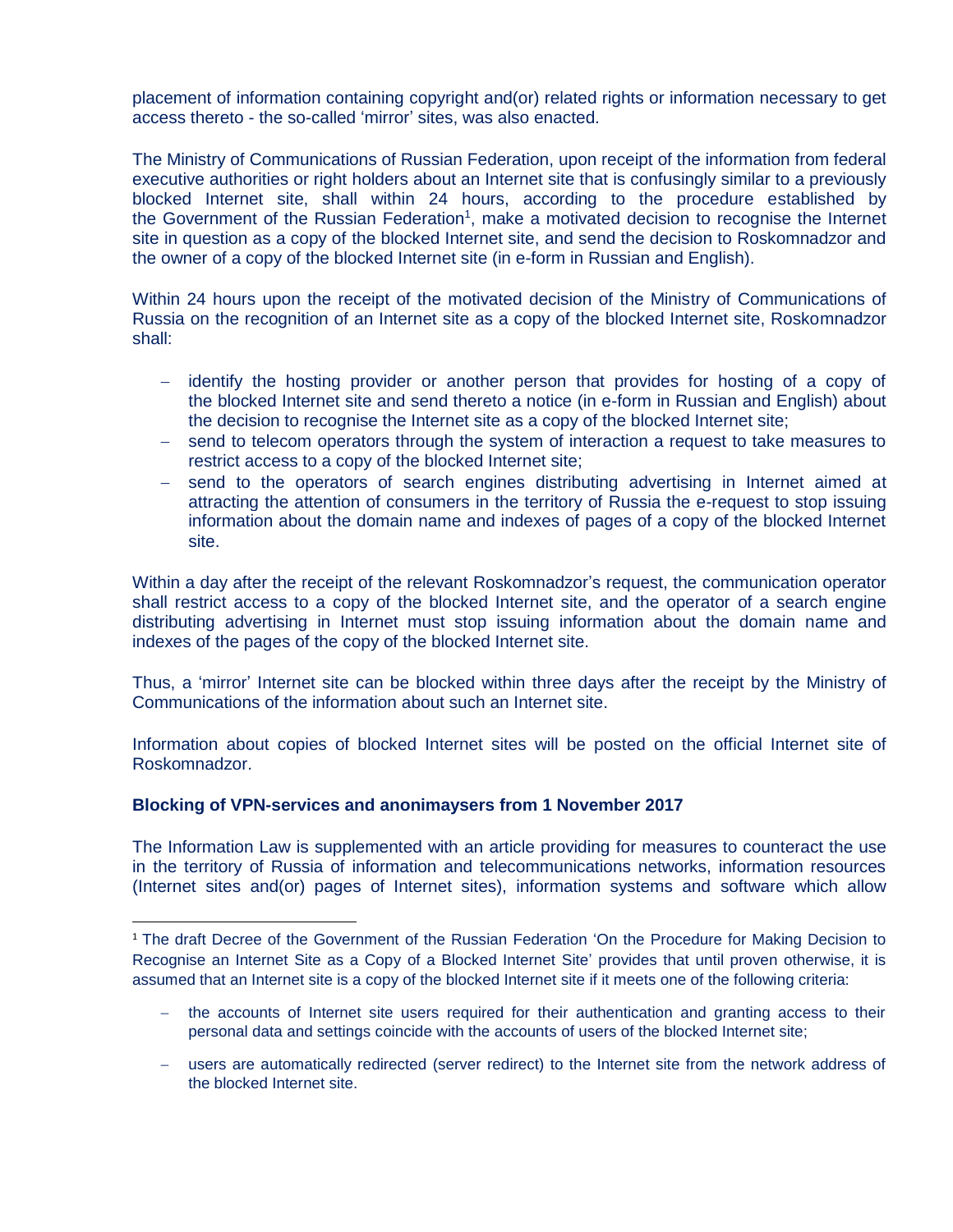placement of information containing copyright and(or) related rights or information necessary to get access thereto - the so-called 'mirror' sites, was also enacted.

The Ministry of Communications of Russian Federation, upon receipt of the information from federal executive authorities or right holders about an Internet site that is confusingly similar to a previously blocked Internet site, shall within 24 hours, according to the procedure established by the Government of the Russian Federation[1], make a motivated decision to recognise the Internet site in question as a copy of the blocked Internet site, and send the decision to Roskomnadzor and the owner of a copy of the blocked Internet site (in e-form in Russian and English).

Within 24 hours upon the receipt of the motivated decision of the Ministry of Communications of Russia on the recognition of an Internet site as a copy of the blocked Internet site, Roskomnadzor shall:

- identify the hosting provider or another person that provides for hosting of a copy of the blocked Internet site and send thereto a notice (in e-form in Russian and English) about the decision to recognise the Internet site as a copy of the blocked Internet site;
- send to telecom operators through the system of interaction a request to take measures to restrict access to a copy of the blocked Internet site;
- send to the operators of search engines distributing advertising in Internet aimed at attracting the attention of consumers in the territory of Russia the e-request to stop issuing information about the domain name and indexes of pages of a copy of the blocked Internet site.

Within a day after the receipt of the relevant Roskomnadzor's request, the communication operator shall restrict access to a copy of the blocked Internet site, and the operator of a search engine distributing advertising in Internet must stop issuing information about the domain name and indexes of the pages of the copy of the blocked Internet site.

Thus, a 'mirror' Internet site can be blocked within three days after the receipt by the Ministry of Communications of the information about such an Internet site.

Information about copies of blocked Internet sites will be posted on the official Internet site of Roskomnadzor.

**Blocking of VPN-services and anonimaysers from 1 November 2017**

The Information Law is supplemented with an article providing for measures to counteract the use in the territory of Russia of information and telecommunications networks, information resources (Internet sites and(or) pages of Internet sites), information systems and software which allow

---

[1] The draft Decree of the Government of the Russian Federation 'On the Procedure for Making Decision to Recognise an Internet Site as a Copy of a Blocked Internet Site' provides that until proven otherwise, it is assumed that an Internet site is a copy of the blocked Internet site if it meets one of the following criteria:

- the accounts of Internet site users required for their authentication and granting access to their personal data and settings coincide with the accounts of users of the blocked Internet site;
- users are automatically redirected (server redirect) to the Internet site from the network address of the blocked Internet site.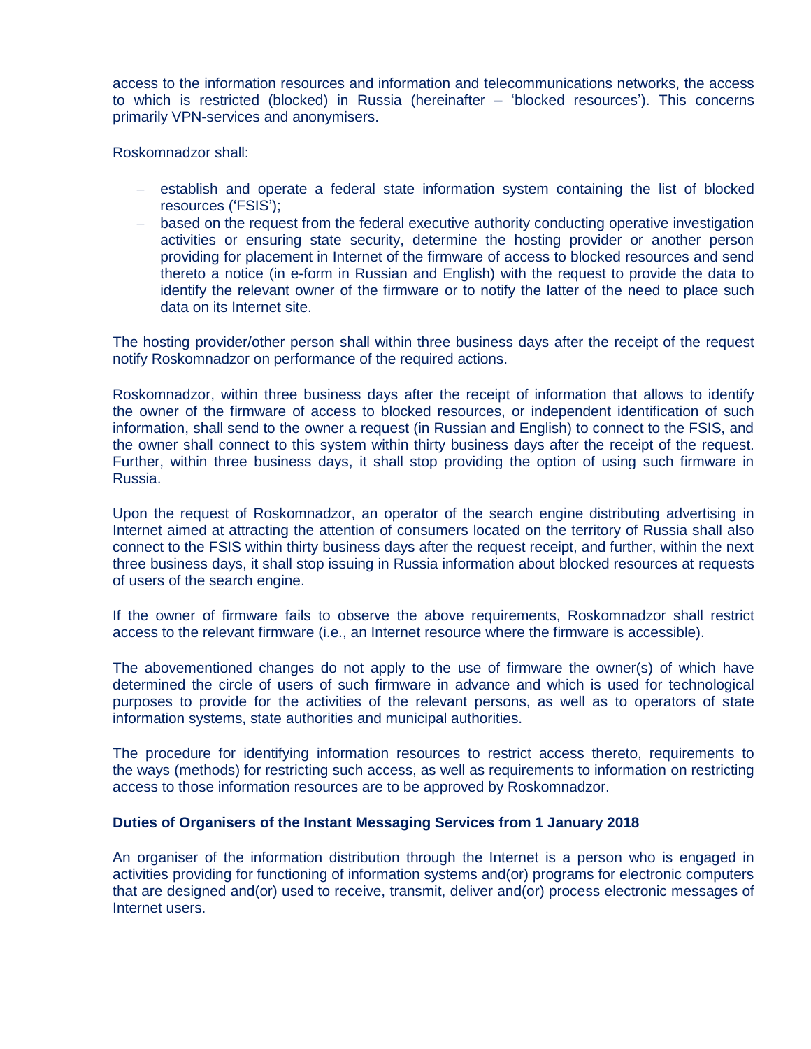access to the information resources and information and telecommunications networks, the access to which is restricted (blocked) in Russia (hereinafter – 'blocked resources'). This concerns primarily VPN-services and anonymisers.

Roskomnadzor shall:

- establish and operate a federal state information system containing the list of blocked resources ('FSIS');
- based on the request from the federal executive authority conducting operative investigation activities or ensuring state security, determine the hosting provider or another person providing for placement in Internet of the firmware of access to blocked resources and send thereto a notice (in e-form in Russian and English) with the request to provide the data to identify the relevant owner of the firmware or to notify the latter of the need to place such data on its Internet site.

The hosting provider/other person shall within three business days after the receipt of the request notify Roskomnadzor on performance of the required actions.

Roskomnadzor, within three business days after the receipt of information that allows to identify the owner of the firmware of access to blocked resources, or independent identification of such information, shall send to the owner a request (in Russian and English) to connect to the FSIS, and the owner shall connect to this system within thirty business days after the receipt of the request. Further, within three business days, it shall stop providing the option of using such firmware in Russia.

Upon the request of Roskomnadzor, an operator of the search engine distributing advertising in Internet aimed at attracting the attention of consumers located on the territory of Russia shall also connect to the FSIS within thirty business days after the request receipt, and further, within the next three business days, it shall stop issuing in Russia information about blocked resources at requests of users of the search engine.

If the owner of firmware fails to observe the above requirements, Roskomnadzor shall restrict access to the relevant firmware (i.e., an Internet resource where the firmware is accessible).

The abovementioned changes do not apply to the use of firmware the owner(s) of which have determined the circle of users of such firmware in advance and which is used for technological purposes to provide for the activities of the relevant persons, as well as to operators of state information systems, state authorities and municipal authorities.

The procedure for identifying information resources to restrict access thereto, requirements to the ways (methods) for restricting such access, as well as requirements to information on restricting access to those information resources are to be approved by Roskomnadzor.

**Duties of Organisers of the Instant Messaging Services from 1 January 2018**

An organiser of the information distribution through the Internet is a person who is engaged in activities providing for functioning of information systems and(or) programs for electronic computers that are designed and(or) used to receive, transmit, deliver and(or) process electronic messages of Internet users.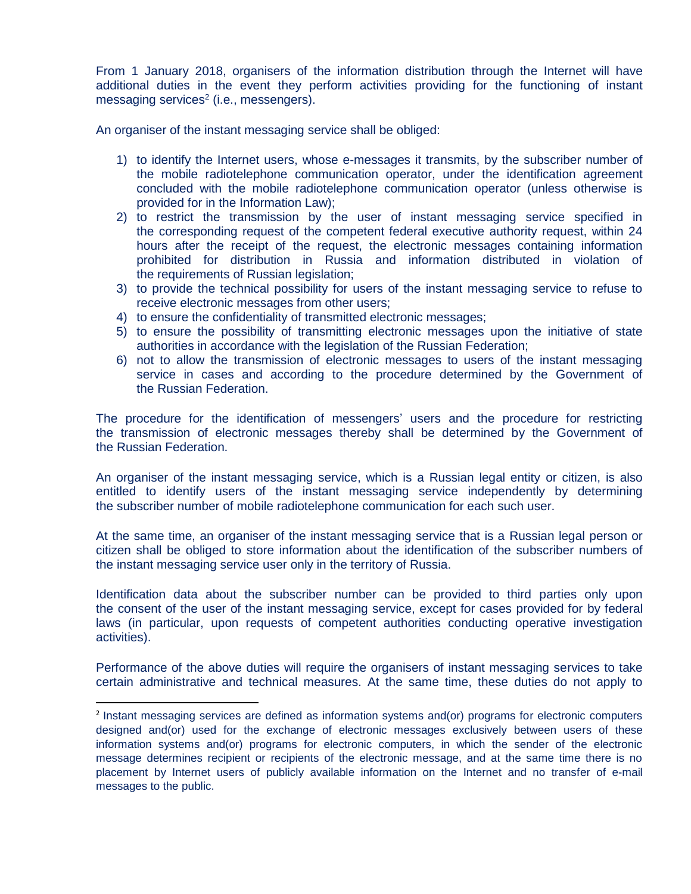From 1 January 2018, organisers of the information distribution through the Internet will have additional duties in the event they perform activities providing for the functioning of instant messaging services[2] (i.e., messengers).

An organiser of the instant messaging service shall be obliged:

1) to identify the Internet users, whose e-messages it transmits, by the subscriber number of the mobile radiotelephone communication operator, under the identification agreement concluded with the mobile radiotelephone communication operator (unless otherwise is provided for in the Information Law);
2) to restrict the transmission by the user of instant messaging service specified in the corresponding request of the competent federal executive authority request, within 24 hours after the receipt of the request, the electronic messages containing information prohibited for distribution in Russia and information distributed in violation of the requirements of Russian legislation;
3) to provide the technical possibility for users of the instant messaging service to refuse to receive electronic messages from other users;
4) to ensure the confidentiality of transmitted electronic messages;
5) to ensure the possibility of transmitting electronic messages upon the initiative of state authorities in accordance with the legislation of the Russian Federation;
6) not to allow the transmission of electronic messages to users of the instant messaging service in cases and according to the procedure determined by the Government of the Russian Federation.

The procedure for the identification of messengers' users and the procedure for restricting the transmission of electronic messages thereby shall be determined by the Government of the Russian Federation.

An organiser of the instant messaging service, which is a Russian legal entity or citizen, is also entitled to identify users of the instant messaging service independently by determining the subscriber number of mobile radiotelephone communication for each such user.

At the same time, an organiser of the instant messaging service that is a Russian legal person or citizen shall be obliged to store information about the identification of the subscriber numbers of the instant messaging service user only in the territory of Russia.

Identification data about the subscriber number can be provided to third parties only upon the consent of the user of the instant messaging service, except for cases provided for by federal laws (in particular, upon requests of competent authorities conducting operative investigation activities).

Performance of the above duties will require the organisers of instant messaging services to take certain administrative and technical measures. At the same time, these duties do not apply to

[2] Instant messaging services are defined as information systems and(or) programs for electronic computers designed and(or) used for the exchange of electronic messages exclusively between users of these information systems and(or) programs for electronic computers, in which the sender of the electronic message determines recipient or recipients of the electronic message, and at the same time there is no placement by Internet users of publicly available information on the Internet and no transfer of e-mail messages to the public.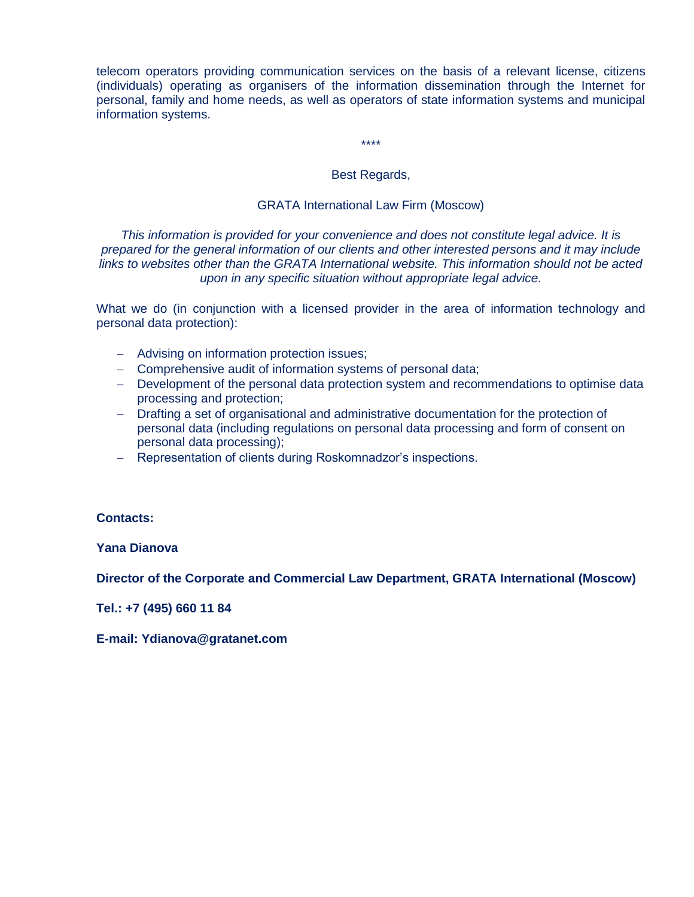telecom operators providing communication services on the basis of a relevant license, citizens (individuals) operating as organisers of the information dissemination through the Internet for personal, family and home needs, as well as operators of state information systems and municipal information systems.

****

Best Regards,

GRATA International Law Firm (Moscow)

*This information is provided for your convenience and does not constitute legal advice. It is prepared for the general information of our clients and other interested persons and it may include links to websites other than the GRATA International website. This information should not be acted upon in any specific situation without appropriate legal advice.*

What we do (in conjunction with a licensed provider in the area of information technology and personal data protection):

- Advising on information protection issues;
- Comprehensive audit of information systems of personal data;
- Development of the personal data protection system and recommendations to optimise data processing and protection;
- Drafting a set of organisational and administrative documentation for the protection of personal data (including regulations on personal data processing and form of consent on personal data processing);
- Representation of clients during Roskomnadzor's inspections.

**Contacts:**

**Yana Dianova**

**Director of the Corporate and Commercial Law Department, GRATA International (Moscow)**

**Tel.: +7 (495) 660 11 84**

**E-mail: Ydianova@gratanet.com**